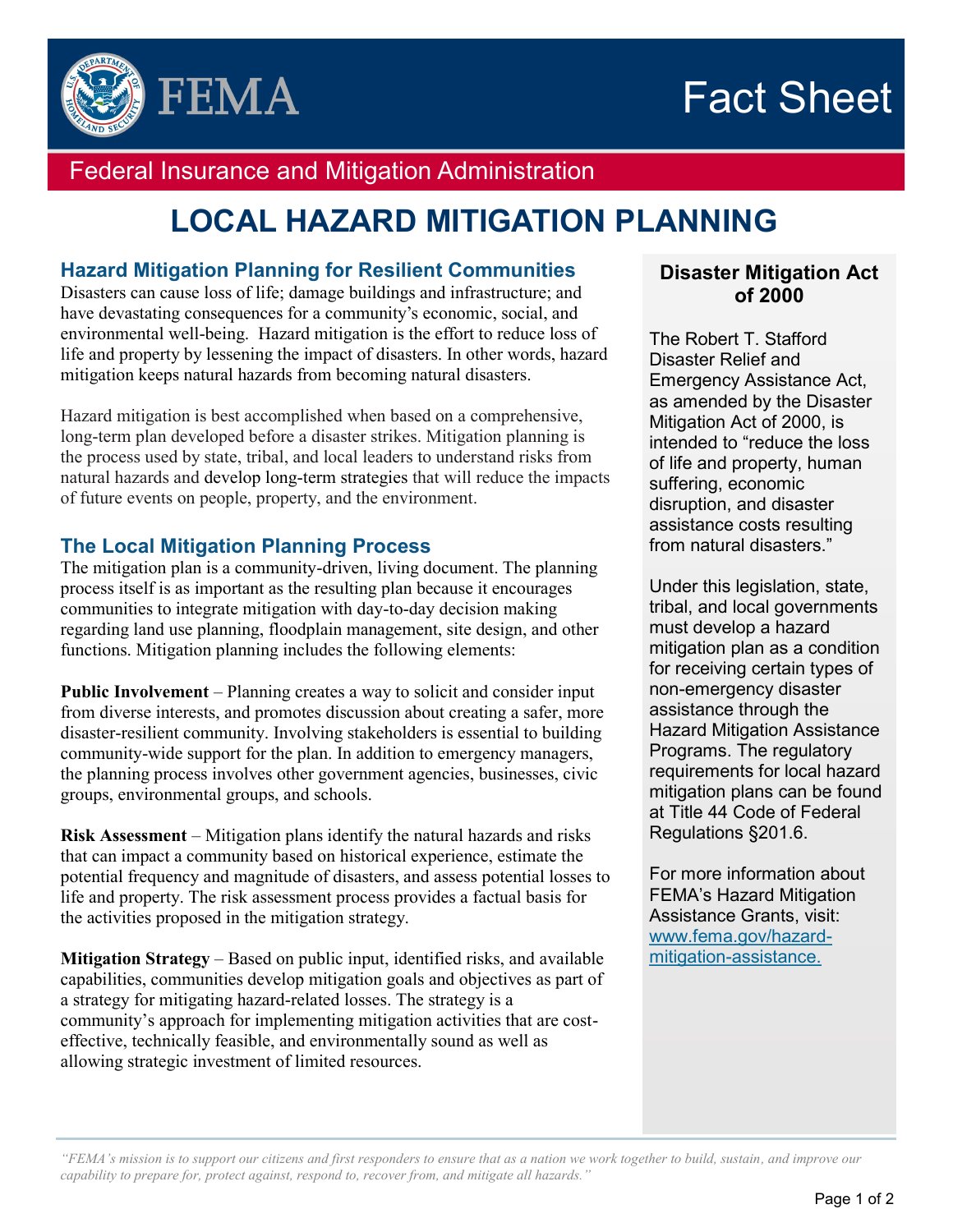# FEMA Fact Sheet

## Federal Insurance and Mitigation Administration

# LOCAL HAZARD MITIGATION PLANNING

## Hazard Mitigation Planning for Resilient Communities

Disasters can cause loss of life; damage buildings and infrastructure; and have devastating consequences for a community's economic, social, and environmental well-being. Hazard mitigation is the effort to reduce loss of life and property by lessening the impact of disasters. In other words, hazard mitigation keeps natural hazards from becoming natural disasters.

Hazard mitigation is best accomplished when based on a comprehensive, long-term plan developed before a disaster strikes. Mitigation planning is the process used by state, tribal, and local leaders to understand risks from natural hazards and develop long-term strategies that will reduce the impacts of future events on people, property, and the environment.

## The Local Mitigation Planning Process

The mitigation plan is a community-driven, living document. The planning process itself is as important as the resulting plan because it encourages communities to integrate mitigation with day-to-day decision making regarding land use planning, floodplain management, site design, and other functions. Mitigation planning includes the following elements:

**Public Involvement** – Planning creates a way to solicit and consider input from diverse interests, and promotes discussion about creating a safer, more disaster-resilient community. Involving stakeholders is essential to building community-wide support for the plan. In addition to emergency managers, the planning process involves other government agencies, businesses, civic groups, environmental groups, and schools.

**Risk Assessment** – Mitigation plans identify the natural hazards and risks that can impact a community based on historical experience, estimate the potential frequency and magnitude of disasters, and assess potential losses to life and property. The risk assessment process provides a factual basis for the activities proposed in the mitigation strategy.

**Mitigation Strategy** – Based on public input, identified risks, and available capabilities, communities develop mitigation goals and objectives as part of a strategy for mitigating hazard-related losses. The strategy is a community's approach for implementing mitigation activities that are cost-effective, technically feasible, and environmentally sound as well as allowing strategic investment of limited resources.

### Disaster Mitigation Act of 2000

The Robert T. Stafford Disaster Relief and Emergency Assistance Act, as amended by the Disaster Mitigation Act of 2000, is intended to "reduce the loss of life and property, human suffering, economic disruption, and disaster assistance costs resulting from natural disasters."

Under this legislation, state, tribal, and local governments must develop a hazard mitigation plan as a condition for receiving certain types of non-emergency disaster assistance through the Hazard Mitigation Assistance Programs. The regulatory requirements for local hazard mitigation plans can be found at Title 44 Code of Federal Regulations §201.6.

For more information about FEMA's Hazard Mitigation Assistance Grants, visit: [www.fema.gov/hazard-mitigation-assistance.](www.fema.gov/hazard-mitigation-assistance)

*"FEMA's mission is to support our citizens and first responders to ensure that as a nation we work together to build, sustain, and improve our capability to prepare for, protect against, respond to, recover from, and mitigate all hazards."*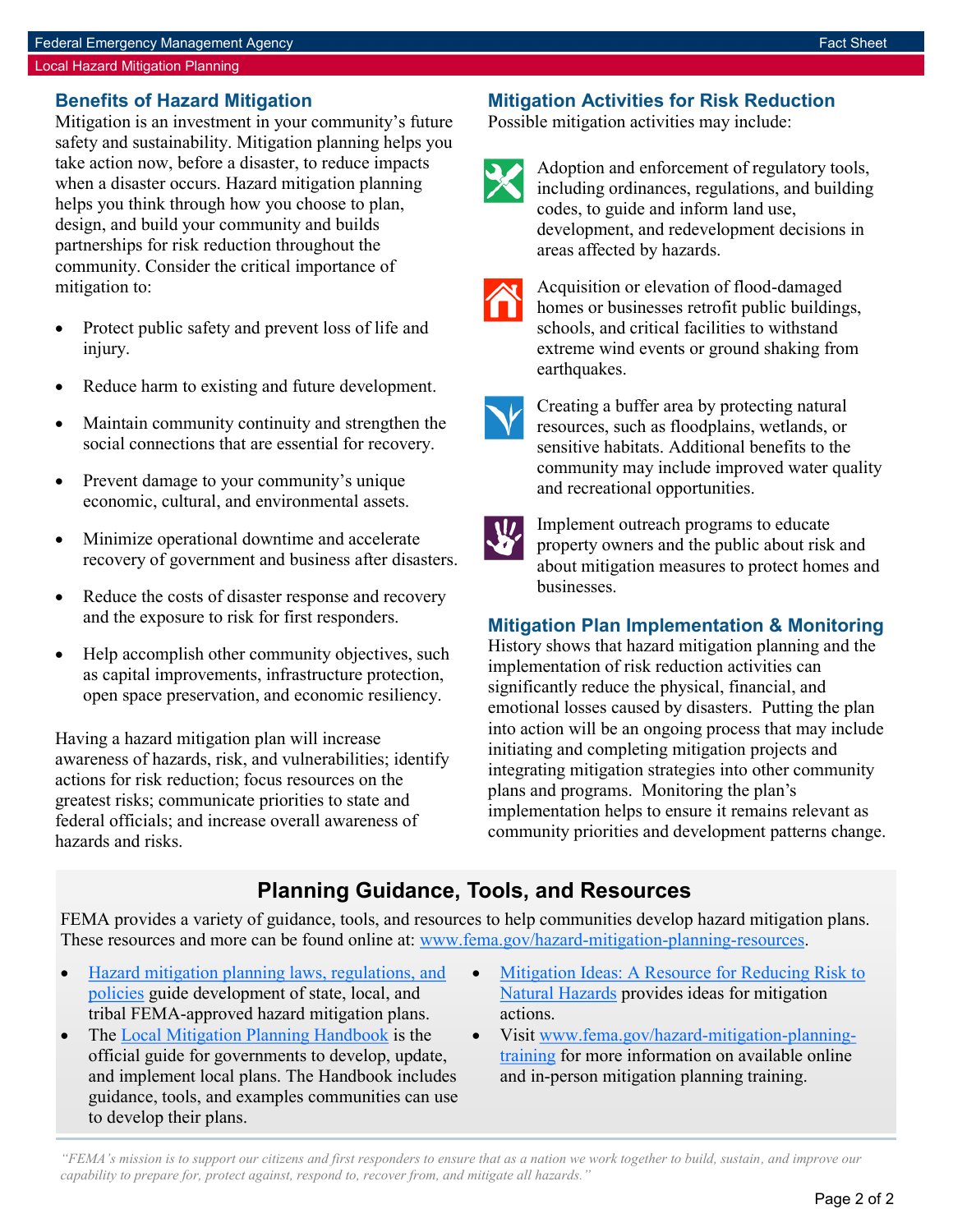## Benefits of Hazard Mitigation

Mitigation is an investment in your community's future safety and sustainability. Mitigation planning helps you take action now, before a disaster, to reduce impacts when a disaster occurs. Hazard mitigation planning helps you think through how you choose to plan, design, and build your community and builds partnerships for risk reduction throughout the community. Consider the critical importance of mitigation to:

- Protect public safety and prevent loss of life and injury.
- Reduce harm to existing and future development.
- Maintain community continuity and strengthen the social connections that are essential for recovery.
- Prevent damage to your community's unique economic, cultural, and environmental assets.
- Minimize operational downtime and accelerate recovery of government and business after disasters.
- Reduce the costs of disaster response and recovery and the exposure to risk for first responders.
- Help accomplish other community objectives, such as capital improvements, infrastructure protection, open space preservation, and economic resiliency.

Having a hazard mitigation plan will increase awareness of hazards, risk, and vulnerabilities; identify actions for risk reduction; focus resources on the greatest risks; communicate priorities to state and federal officials; and increase overall awareness of hazards and risks.

## Mitigation Activities for Risk Reduction

Possible mitigation activities may include:

- Adoption and enforcement of regulatory tools, including ordinances, regulations, and building codes, to guide and inform land use, development, and redevelopment decisions in areas affected by hazards.
- Acquisition or elevation of flood-damaged homes or businesses retrofit public buildings, schools, and critical facilities to withstand extreme wind events or ground shaking from earthquakes.
- Creating a buffer area by protecting natural resources, such as floodplains, wetlands, or sensitive habitats. Additional benefits to the community may include improved water quality and recreational opportunities.
- Implement outreach programs to educate property owners and the public about risk and about mitigation measures to protect homes and businesses.

## Mitigation Plan Implementation & Monitoring

History shows that hazard mitigation planning and the implementation of risk reduction activities can significantly reduce the physical, financial, and emotional losses caused by disasters. Putting the plan into action will be an ongoing process that may include initiating and completing mitigation projects and integrating mitigation strategies into other community plans and programs. Monitoring the plan's implementation helps to ensure it remains relevant as community priorities and development patterns change.

## Planning Guidance, Tools, and Resources

FEMA provides a variety of guidance, tools, and resources to help communities develop hazard mitigation plans. These resources and more can be found online at: [www.fema.gov/hazard-mitigation-planning-resources](www.fema.gov/hazard-mitigation-planning-resources).

- Hazard mitigation planning laws, regulations, and policies guide development of state, local, and tribal FEMA-approved hazard mitigation plans.
- The Local Mitigation Planning Handbook is the official guide for governments to develop, update, and implement local plans. The Handbook includes guidance, tools, and examples communities can use to develop their plans.
- Mitigation Ideas: A Resource for Reducing Risk to Natural Hazards provides ideas for mitigation actions.
- Visit [www.fema.gov/hazard-mitigation-planning-training](www.fema.gov/hazard-mitigation-planning-training) for more information on available online and in-person mitigation planning training.

*"FEMA's mission is to support our citizens and first responders to ensure that as a nation we work together to build, sustain, and improve our capability to prepare for, protect against, respond to, recover from, and mitigate all hazards."*